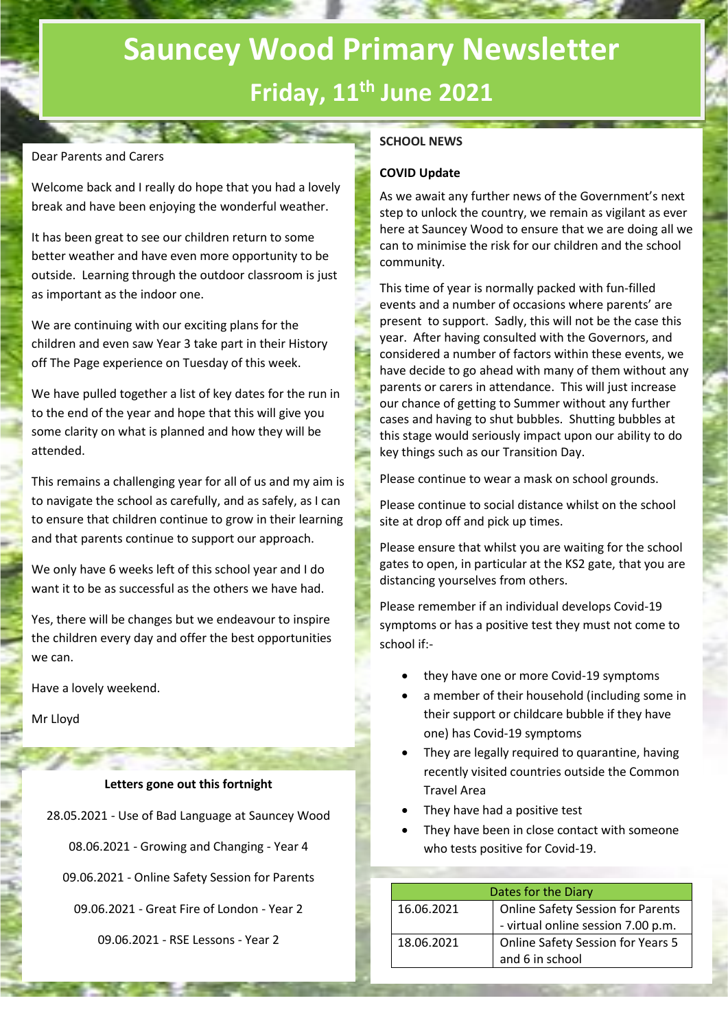# Sauncey Wood Primary Newsletter

## Friday, 11th June 2021

Dear Parents and Carers

Welcome back and I really do hope that you had a lovely break and have been enjoying the wonderful weather.

It has been great to see our children return to some better weather and have even more opportunity to be outside. Learning through the outdoor classroom is just as important as the indoor one.

We are continuing with our exciting plans for the children and even saw Year 3 take part in their History off The Page experience on Tuesday of this week.

We have pulled together a list of key dates for the run in to the end of the year and hope that this will give you some clarity on what is planned and how they will be attended.

This remains a challenging year for all of us and my aim is to navigate the school as carefully, and as safely, as I can to ensure that children continue to grow in their learning and that parents continue to support our approach.

We only have 6 weeks left of this school year and I do want it to be as successful as the others we have had.

Yes, there will be changes but we endeavour to inspire the children every day and offer the best opportunities we can.

Have a lovely weekend.

Mr Lloyd

**Letters gone out this fortnight**

28.05.2021 - Use of Bad Language at Sauncey Wood

08.06.2021 - Growing and Changing - Year 4

09.06.2021 - Online Safety Session for Parents

09.06.2021 - Great Fire of London - Year 2

09.06.2021 - RSE Lessons - Year 2

**SCHOOL NEWS**

**COVID Update**

As we await any further news of the Government's next step to unlock the country, we remain as vigilant as ever here at Sauncey Wood to ensure that we are doing all we can to minimise the risk for our children and the school community.

This time of year is normally packed with fun-filled events and a number of occasions where parents' are present to support. Sadly, this will not be the case this year. After having consulted with the Governors, and considered a number of factors within these events, we have decide to go ahead with many of them without any parents or carers in attendance. This will just increase our chance of getting to Summer without any further cases and having to shut bubbles. Shutting bubbles at this stage would seriously impact upon our ability to do key things such as our Transition Day.

Please continue to wear a mask on school grounds.

Please continue to social distance whilst on the school site at drop off and pick up times.

Please ensure that whilst you are waiting for the school gates to open, in particular at the KS2 gate, that you are distancing yourselves from others.

Please remember if an individual develops Covid-19 symptoms or has a positive test they must not come to school if:-

- they have one or more Covid-19 symptoms
- a member of their household (including some in their support or childcare bubble if they have one) has Covid-19 symptoms
- They are legally required to quarantine, having recently visited countries outside the Common Travel Area
- They have had a positive test
- They have been in close contact with someone who tests positive for Covid-19.

| Dates for the Diary | |
|---|---|
| 16.06.2021 | Online Safety Session for Parents - virtual online session 7.00 p.m. |
| 18.06.2021 | Online Safety Session for Years 5 and 6 in school |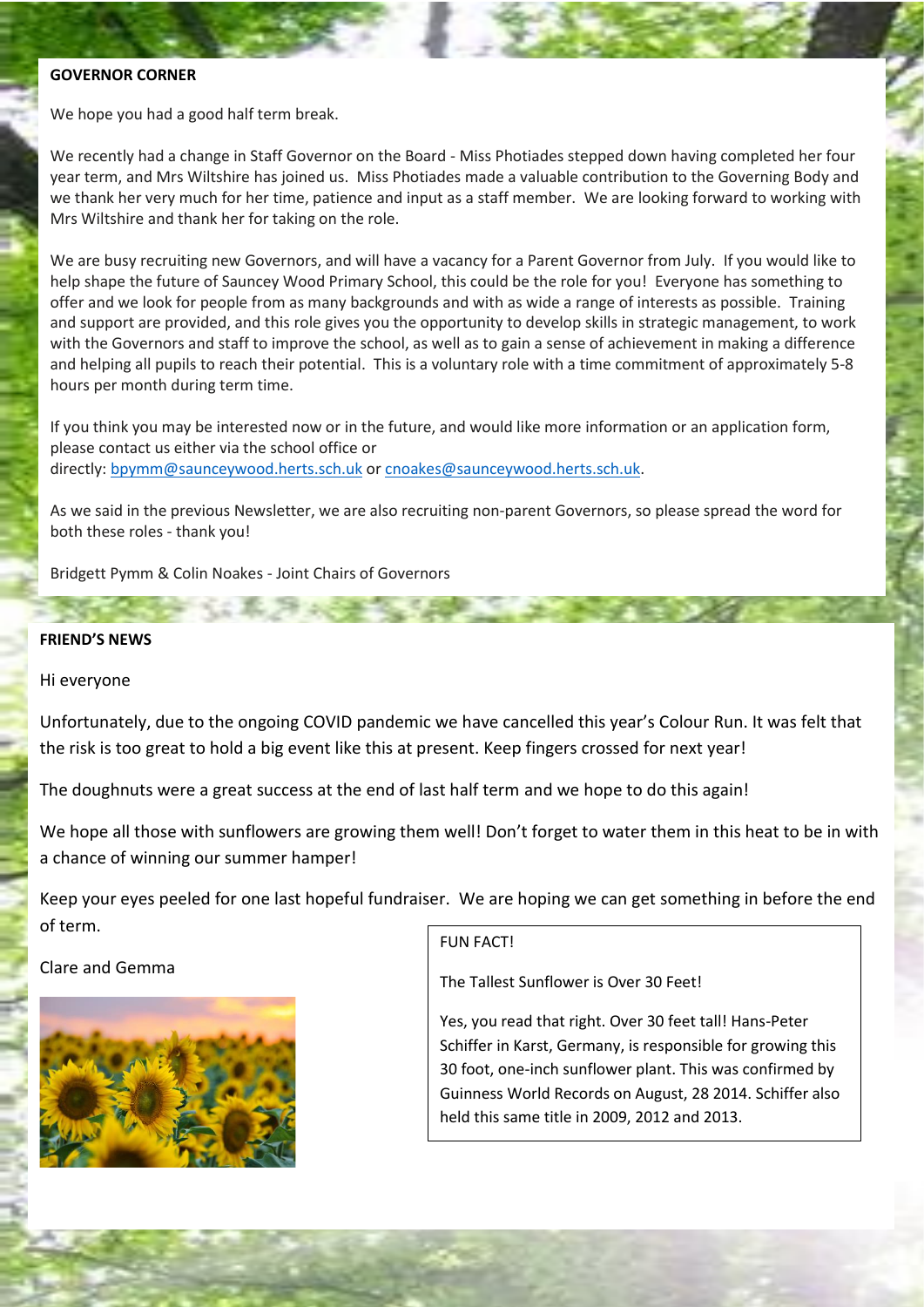## GOVERNOR CORNER

We hope you had a good half term break.

We recently had a change in Staff Governor on the Board - Miss Photiades stepped down having completed her four year term, and Mrs Wiltshire has joined us. Miss Photiades made a valuable contribution to the Governing Body and we thank her very much for her time, patience and input as a staff member. We are looking forward to working with Mrs Wiltshire and thank her for taking on the role.

We are busy recruiting new Governors, and will have a vacancy for a Parent Governor from July. If you would like to help shape the future of Sauncey Wood Primary School, this could be the role for you! Everyone has something to offer and we look for people from as many backgrounds and with as wide a range of interests as possible. Training and support are provided, and this role gives you the opportunity to develop skills in strategic management, to work with the Governors and staff to improve the school, as well as to gain a sense of achievement in making a difference and helping all pupils to reach their potential. This is a voluntary role with a time commitment of approximately 5-8 hours per month during term time.

If you think you may be interested now or in the future, and would like more information or an application form, please contact us either via the school office or directly: bpymm@saunceywood.herts.sch.uk or cnoakes@saunceywood.herts.sch.uk.

As we said in the previous Newsletter, we are also recruiting non-parent Governors, so please spread the word for both these roles - thank you!

Bridgett Pymm & Colin Noakes - Joint Chairs of Governors

## FRIEND'S NEWS

Hi everyone

Unfortunately, due to the ongoing COVID pandemic we have cancelled this year's Colour Run. It was felt that the risk is too great to hold a big event like this at present. Keep fingers crossed for next year!

The doughnuts were a great success at the end of last half term and we hope to do this again!

We hope all those with sunflowers are growing them well! Don't forget to water them in this heat to be in with a chance of winning our summer hamper!

Keep your eyes peeled for one last hopeful fundraiser. We are hoping we can get something in before the end of term.

Clare and Gemma

FUN FACT!

The Tallest Sunflower is Over 30 Feet!

Yes, you read that right. Over 30 feet tall! Hans-Peter Schiffer in Karst, Germany, is responsible for growing this 30 foot, one-inch sunflower plant. This was confirmed by Guinness World Records on August, 28 2014. Schiffer also held this same title in 2009, 2012 and 2013.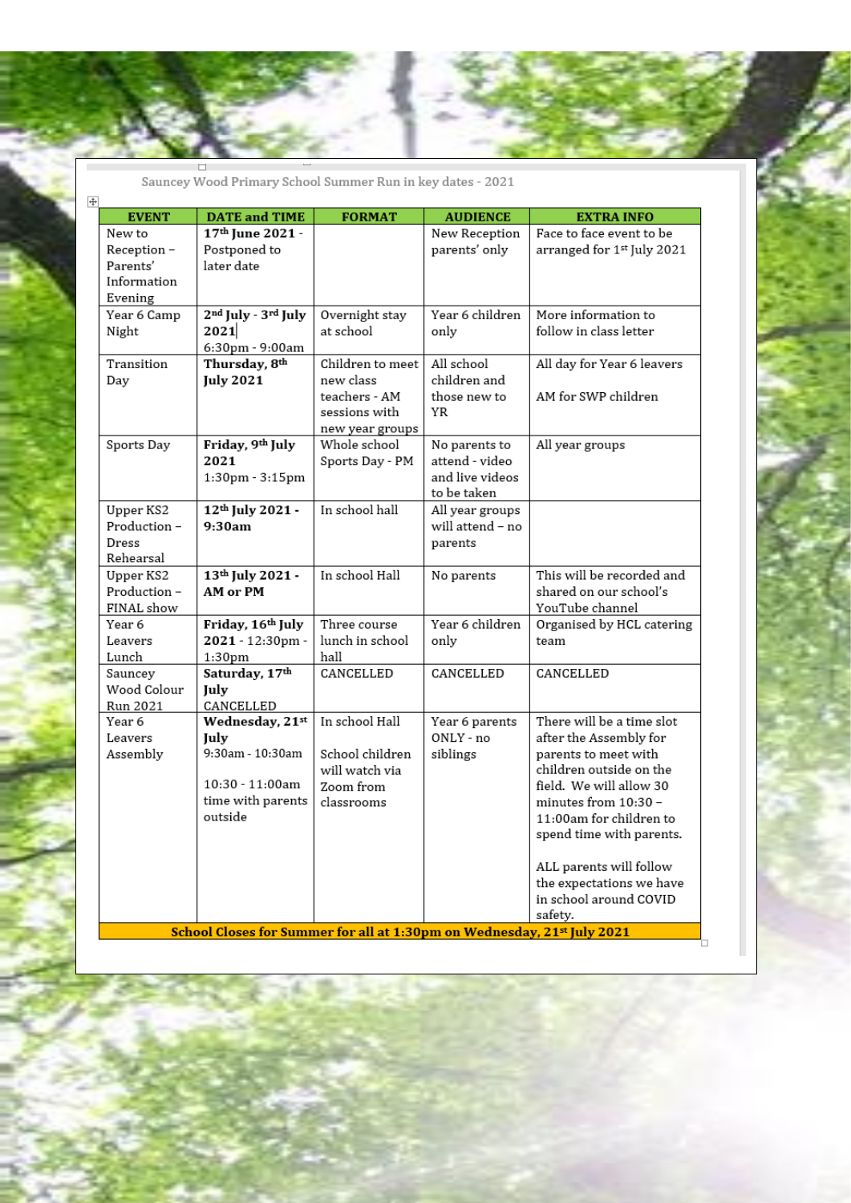Sauncey Wood Primary School Summer Run in key dates - 2021

| EVENT | DATE and TIME | FORMAT | AUDIENCE | EXTRA INFO |
|---|---|---|---|---|
| New to Reception – Parents' Information Evening | **17th June 2021** - Postponed to later date | | New Reception parents' only | Face to face event to be arranged for 1st July 2021 |
| Year 6 Camp Night | **2nd July - 3rd July 2021** 6:30pm - 9:00am | Overnight stay at school | Year 6 children only | More information to follow in class letter |
| Transition Day | **Thursday, 8th July 2021** | Children to meet new class teachers - AM sessions with new year groups | All school children and those new to YR | All day for Year 6 leavers<br><br>AM for SWP children |
| Sports Day | **Friday, 9th July 2021** 1:30pm - 3:15pm | Whole school Sports Day - PM | No parents to attend - video and live videos to be taken | All year groups |
| Upper KS2 Production – Dress Rehearsal | **12th July 2021 - 9:30am** | In school hall | All year groups will attend – no parents | |
| Upper KS2 Production – FINAL show | **13th July 2021 - AM or PM** | In school Hall | No parents | This will be recorded and shared on our school's YouTube channel |
| Year 6 Leavers Lunch | **Friday, 16th July 2021** - 12:30pm - 1:30pm | Three course lunch in school hall | Year 6 children only | Organised by HCL catering team |
| Sauncey Wood Colour Run 2021 | **Saturday, 17th July** CANCELLED | CANCELLED | CANCELLED | CANCELLED |
| Year 6 Leavers Assembly | **Wednesday, 21st July** 9:30am - 10:30am<br><br>10:30 - 11:00am time with parents outside | In school Hall<br><br>School children will watch via Zoom from classrooms | Year 6 parents ONLY - no siblings | There will be a time slot after the Assembly for parents to meet with children outside on the field. We will allow 30 minutes from 10:30 – 11:00am for children to spend time with parents.<br><br>ALL parents will follow the expectations we have in school around COVID safety. |

**School Closes for Summer for all at 1:30pm on Wednesday, 21st July 2021**